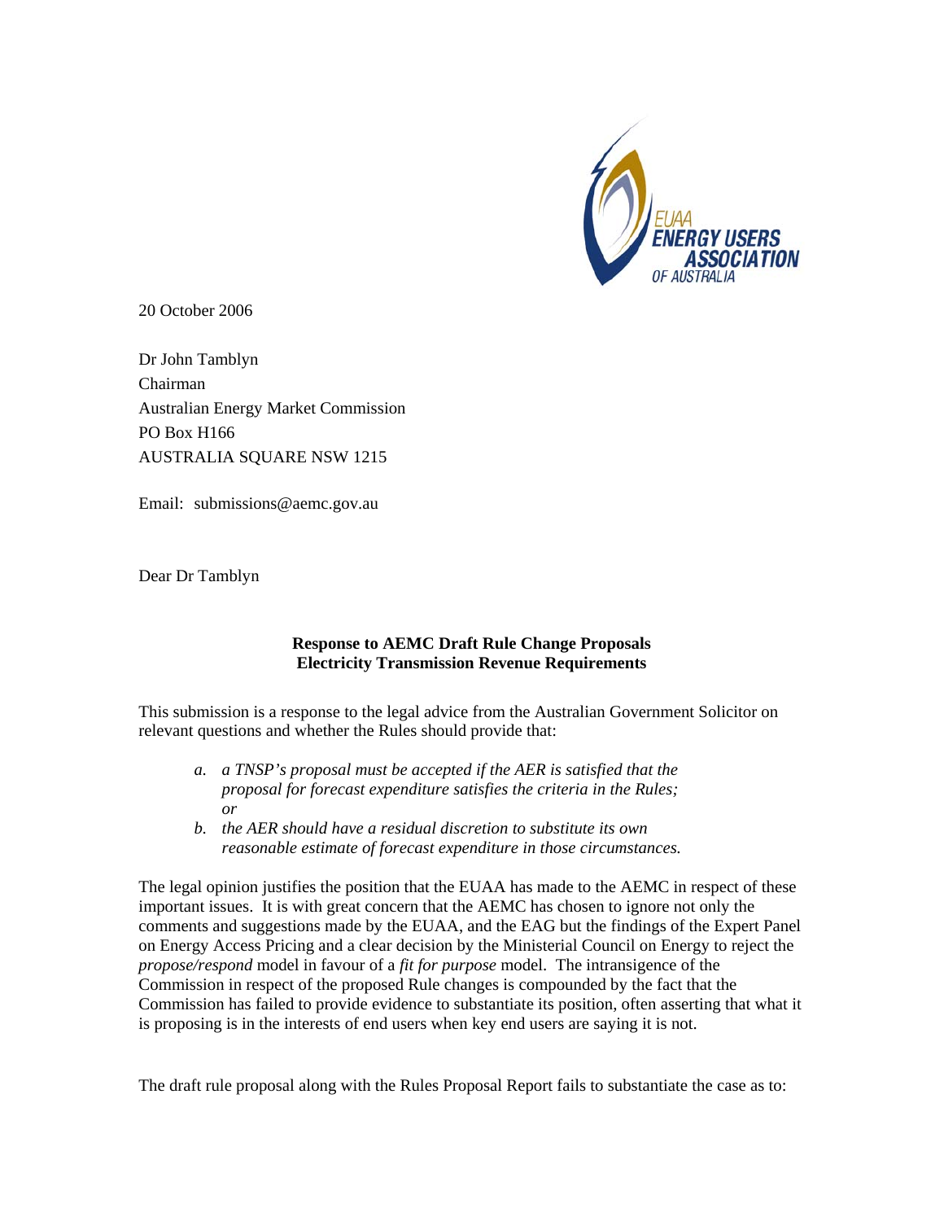EUAA ENERGY USERS ASSOCIATION OF AUSTRALIA

20 October 2006

Dr John Tamblyn
Chairman
Australian Energy Market Commission
PO Box H166
AUSTRALIA SQUARE NSW 1215

Email: submissions@aemc.gov.au

Dear Dr Tamblyn

**Response to AEMC Draft Rule Change Proposals**
**Electricity Transmission Revenue Requirements**

This submission is a response to the legal advice from the Australian Government Solicitor on relevant questions and whether the Rules should provide that:

> a. *a TNSP's proposal must be accepted if the AER is satisfied that the proposal for forecast expenditure satisfies the criteria in the Rules; or*
>
> b. *the AER should have a residual discretion to substitute its own reasonable estimate of forecast expenditure in those circumstances.*

The legal opinion justifies the position that the EUAA has made to the AEMC in respect of these important issues. It is with great concern that the AEMC has chosen to ignore not only the comments and suggestions made by the EUAA, and the EAG but the findings of the Expert Panel on Energy Access Pricing and a clear decision by the Ministerial Council on Energy to reject the *propose/respond* model in favour of a *fit for purpose* model. The intransigence of the Commission in respect of the proposed Rule changes is compounded by the fact that the Commission has failed to provide evidence to substantiate its position, often asserting that what it is proposing is in the interests of end users when key end users are saying it is not.

The draft rule proposal along with the Rules Proposal Report fails to substantiate the case as to: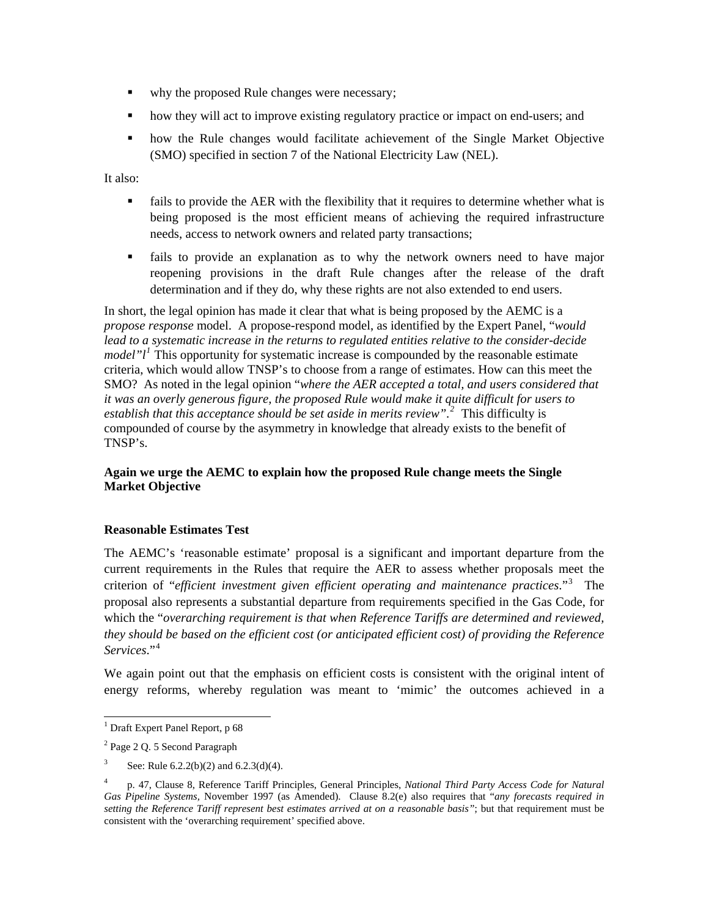- why the proposed Rule changes were necessary;
- how they will act to improve existing regulatory practice or impact on end-users; and
- how the Rule changes would facilitate achievement of the Single Market Objective (SMO) specified in section 7 of the National Electricity Law (NEL).

It also:

- fails to provide the AER with the flexibility that it requires to determine whether what is being proposed is the most efficient means of achieving the required infrastructure needs, access to network owners and related party transactions;
- fails to provide an explanation as to why the network owners need to have major reopening provisions in the draft Rule changes after the release of the draft determination and if they do, why these rights are not also extended to end users.

In short, the legal opinion has made it clear that what is being proposed by the AEMC is a *propose response* model. A propose-respond model, as identified by the Expert Panel, "*would lead to a systematic increase in the returns to regulated entities relative to the consider-decide model"l*[1] This opportunity for systematic increase is compounded by the reasonable estimate criteria, which would allow TNSP's to choose from a range of estimates. How can this meet the SMO? As noted in the legal opinion "*where the AER accepted a total, and users considered that it was an overly generous figure, the proposed Rule would make it quite difficult for users to establish that this acceptance should be set aside in merits review".*[2] This difficulty is compounded of course by the asymmetry in knowledge that already exists to the benefit of TNSP's.

**Again we urge the AEMC to explain how the proposed Rule change meets the Single Market Objective**

**Reasonable Estimates Test**

The AEMC's 'reasonable estimate' proposal is a significant and important departure from the current requirements in the Rules that require the AER to assess whether proposals meet the criterion of "*efficient investment given efficient operating and maintenance practices*."[3] The proposal also represents a substantial departure from requirements specified in the Gas Code, for which the "*overarching requirement is that when Reference Tariffs are determined and reviewed, they should be based on the efficient cost (or anticipated efficient cost) of providing the Reference Services*."[4]

We again point out that the emphasis on efficient costs is consistent with the original intent of energy reforms, whereby regulation was meant to 'mimic' the outcomes achieved in a

---

[1] Draft Expert Panel Report, p 68

[2] Page 2 Q. 5 Second Paragraph

[3] See: Rule 6.2.2(b)(2) and 6.2.3(d)(4).

[4] p. 47, Clause 8, Reference Tariff Principles, General Principles, *National Third Party Access Code for Natural Gas Pipeline Systems*, November 1997 (as Amended). Clause 8.2(e) also requires that "*any forecasts required in setting the Reference Tariff represent best estimates arrived at on a reasonable basis"*; but that requirement must be consistent with the 'overarching requirement' specified above.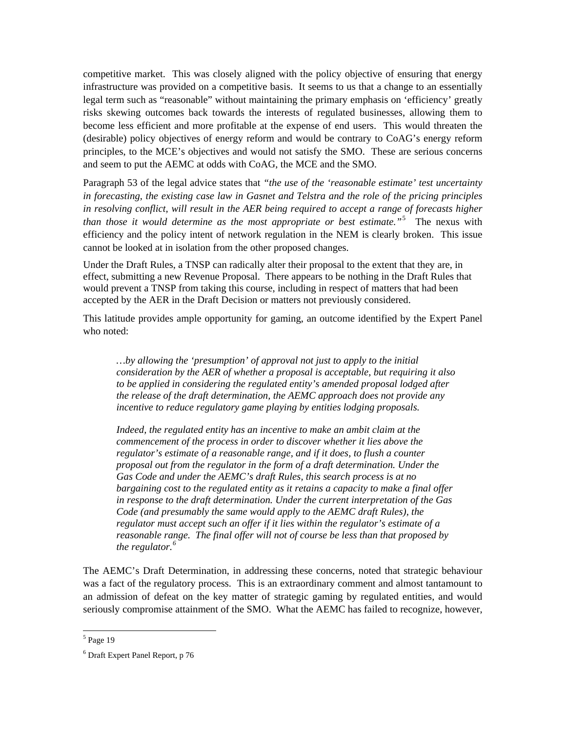competitive market. This was closely aligned with the policy objective of ensuring that energy infrastructure was provided on a competitive basis. It seems to us that a change to an essentially legal term such as "reasonable" without maintaining the primary emphasis on 'efficiency' greatly risks skewing outcomes back towards the interests of regulated businesses, allowing them to become less efficient and more profitable at the expense of end users. This would threaten the (desirable) policy objectives of energy reform and would be contrary to CoAG's energy reform principles, to the MCE's objectives and would not satisfy the SMO. These are serious concerns and seem to put the AEMC at odds with CoAG, the MCE and the SMO.

Paragraph 53 of the legal advice states that *"the use of the 'reasonable estimate' test uncertainty in forecasting, the existing case law in Gasnet and Telstra and the role of the pricing principles in resolving conflict, will result in the AER being required to accept a range of forecasts higher than those it would determine as the most appropriate or best estimate."*[5] The nexus with efficiency and the policy intent of network regulation in the NEM is clearly broken. This issue cannot be looked at in isolation from the other proposed changes.

Under the Draft Rules, a TNSP can radically alter their proposal to the extent that they are, in effect, submitting a new Revenue Proposal. There appears to be nothing in the Draft Rules that would prevent a TNSP from taking this course, including in respect of matters that had been accepted by the AER in the Draft Decision or matters not previously considered.

This latitude provides ample opportunity for gaming, an outcome identified by the Expert Panel who noted:

> *…by allowing the 'presumption' of approval not just to apply to the initial consideration by the AER of whether a proposal is acceptable, but requiring it also to be applied in considering the regulated entity's amended proposal lodged after the release of the draft determination, the AEMC approach does not provide any incentive to reduce regulatory game playing by entities lodging proposals.*
>
> *Indeed, the regulated entity has an incentive to make an ambit claim at the commencement of the process in order to discover whether it lies above the regulator's estimate of a reasonable range, and if it does, to flush a counter proposal out from the regulator in the form of a draft determination. Under the Gas Code and under the AEMC's draft Rules, this search process is at no bargaining cost to the regulated entity as it retains a capacity to make a final offer in response to the draft determination. Under the current interpretation of the Gas Code (and presumably the same would apply to the AEMC draft Rules), the regulator must accept such an offer if it lies within the regulator's estimate of a reasonable range. The final offer will not of course be less than that proposed by the regulator.*[6]

The AEMC's Draft Determination, in addressing these concerns, noted that strategic behaviour was a fact of the regulatory process. This is an extraordinary comment and almost tantamount to an admission of defeat on the key matter of strategic gaming by regulated entities, and would seriously compromise attainment of the SMO. What the AEMC has failed to recognize, however,

[5] Page 19

[6] Draft Expert Panel Report, p 76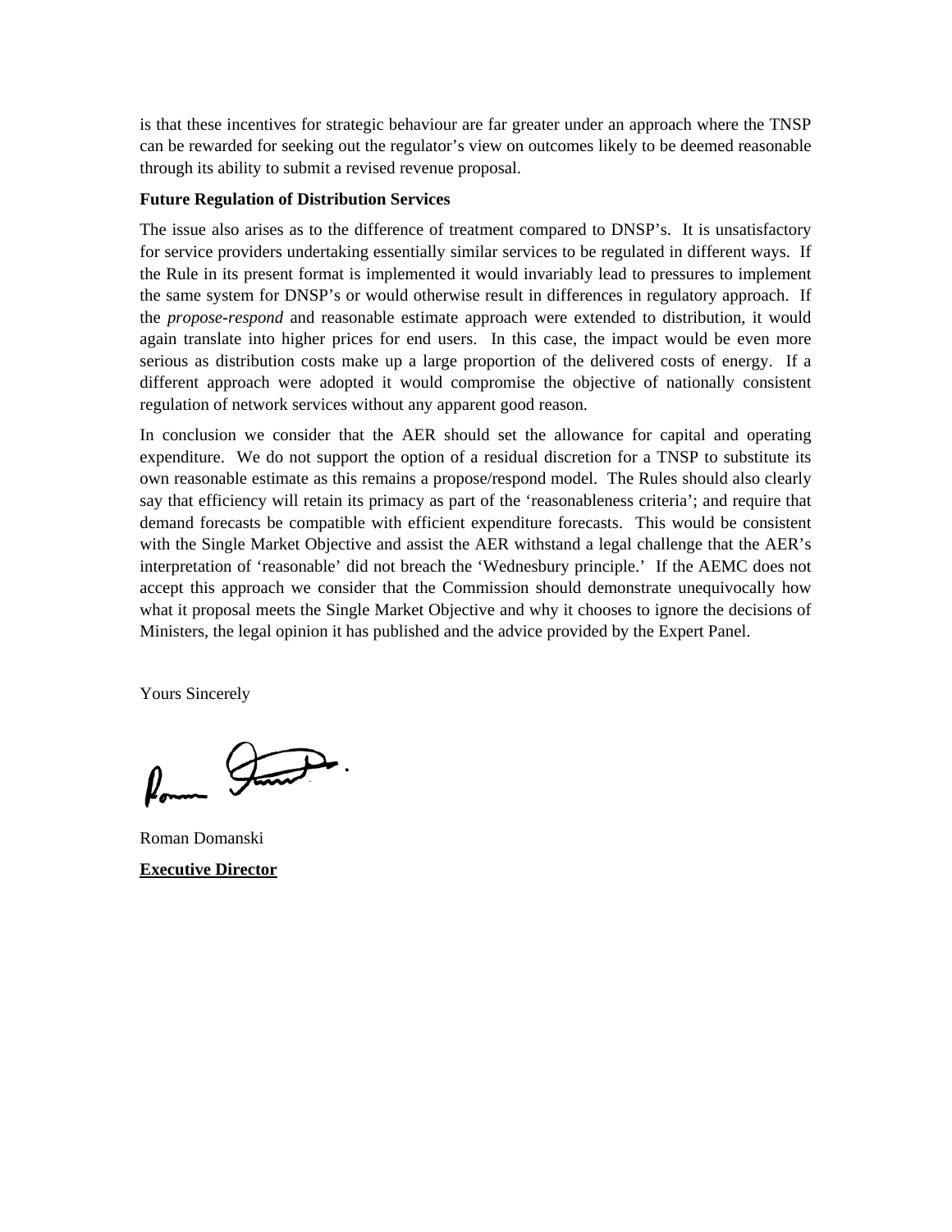is that these incentives for strategic behaviour are far greater under an approach where the TNSP can be rewarded for seeking out the regulator's view on outcomes likely to be deemed reasonable through its ability to submit a revised revenue proposal.

**Future Regulation of Distribution Services**

The issue also arises as to the difference of treatment compared to DNSP's. It is unsatisfactory for service providers undertaking essentially similar services to be regulated in different ways. If the Rule in its present format is implemented it would invariably lead to pressures to implement the same system for DNSP's or would otherwise result in differences in regulatory approach. If the *propose-respond* and reasonable estimate approach were extended to distribution, it would again translate into higher prices for end users. In this case, the impact would be even more serious as distribution costs make up a large proportion of the delivered costs of energy. If a different approach were adopted it would compromise the objective of nationally consistent regulation of network services without any apparent good reason.

In conclusion we consider that the AER should set the allowance for capital and operating expenditure. We do not support the option of a residual discretion for a TNSP to substitute its own reasonable estimate as this remains a propose/respond model. The Rules should also clearly say that efficiency will retain its primacy as part of the 'reasonableness criteria'; and require that demand forecasts be compatible with efficient expenditure forecasts. This would be consistent with the Single Market Objective and assist the AER withstand a legal challenge that the AER's interpretation of 'reasonable' did not breach the 'Wednesbury principle.' If the AEMC does not accept this approach we consider that the Commission should demonstrate unequivocally how what it proposal meets the Single Market Objective and why it chooses to ignore the decisions of Ministers, the legal opinion it has published and the advice provided by the Expert Panel.

Yours Sincerely

Roman Domanski

**Executive Director**